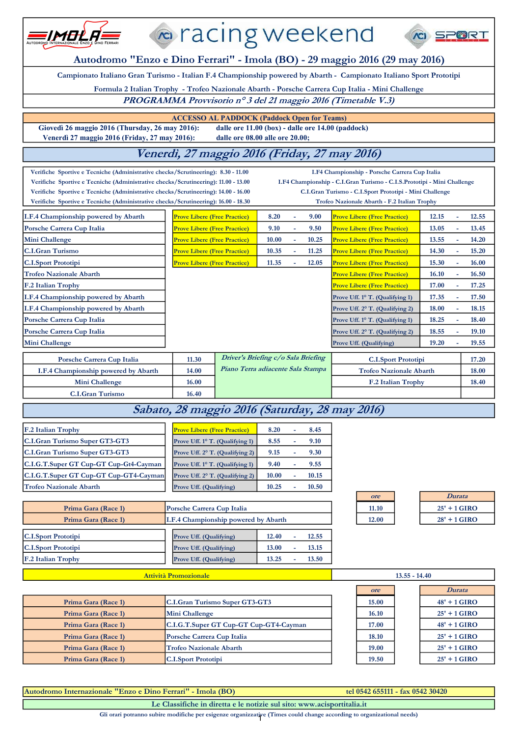# racing weekend

## Autodromo "Enzo e Dino Ferrari" - Imola (BO) - 29 maggio 2016 (29 may 2016)

Campionato Italiano Gran Turismo - Italian F.4 Championship powered by Abarth - Campionato Italiano Sport Prototipi

Formula 2 Italian Trophy - Trofeo Nazionale Abarth - Porsche Carrera Cup Italia - Mini Challenge

*PROGRAMMA Provvisorio n° 3 del 21 maggio 2016 (Timetable V.3)*

**ACCESSO AL PADDOCK (Paddock Open for Teams)**

| | |
|---|---|
| Giovedì 26 maggio 2016 (Thursday, 26 may 2016): | dalle ore 11.00 (box) - dalle ore 14.00 (paddock) |
| Venerdì 27 maggio 2016 (Friday, 27 may 2016): | dalle ore 08.00 alle ore 20.00; |

## *Venerdì, 27 maggio 2016 (Friday, 27 may 2016)*

| | |
|---|---|
| Verifiche Sportive e Tecniche (Administrative checks/Scrutineering): 8.30 - 11.00 | I.F4 Championship - Porsche Carrera Cup Italia |
| Verifiche Sportive e Tecniche (Administrative checks/Scrutineering): 11.00 - 13.00 | I.F4 Championship - C.I.Gran Turismo - C.I.S.Prototipi - Mini Challenge |
| Verifiche Sportive e Tecniche (Administrative checks/Scrutineering): 14.00 - 16.00 | C.I.Gran Turismo - C.I.Sport Prototipi - Mini Challenge |
| Verifiche Sportive e Tecniche (Administrative checks/Scrutineering): 16.00 - 18.30 | Trofeo Nazionale Abarth - F.2 Italian Trophy |

| Serie | Sessione | Inizio | | Fine | Sessione | Inizio | | Fine |
|---|---|---|---|---|---|---|---|---|
| I.F.4 Championship powered by Abarth | Prove Libere (Free Practice) | 8.20 | - | 9.00 | Prove Libere (Free Practice) | 12.15 | - | 12.55 |
| Porsche Carrera Cup Italia | Prove Libere (Free Practice) | 9.10 | - | 9.50 | Prove Libere (Free Practice) | 13.05 | - | 13.45 |
| Mini Challenge | Prove Libere (Free Practice) | 10.00 | - | 10.25 | Prove Libere (Free Practice) | 13.55 | - | 14.20 |
| C.I.Gran Turismo | Prove Libere (Free Practice) | 10.35 | - | 11.25 | Prove Libere (Free Practice) | 14.30 | - | 15.20 |
| C.I.Sport Prototipi | Prove Libere (Free Practice) | 11.35 | - | 12.05 | Prove Libere (Free Practice) | 15.30 | - | 16.00 |
| Trofeo Nazionale Abarth | | | | | Prove Libere (Free Practice) | 16.10 | - | 16.50 |
| F.2 Italian Trophy | | | | | Prove Libere (Free Practice) | 17.00 | - | 17.25 |
| I.F.4 Championship powered by Abarth | | | | | Prove Uff. 1° T. (Qualifying 1) | 17.35 | - | 17.50 |
| I.F.4 Championship powered by Abarth | | | | | Prove Uff. 2° T. (Qualifying 2) | 18.00 | - | 18.15 |
| Porsche Carrera Cup Italia | | | | | Prove Uff. 1° T. (Qualifying 1) | 18.25 | - | 18.40 |
| Porsche Carrera Cup Italia | | | | | Prove Uff. 2° T. (Qualifying 2) | 18.55 | - | 19.10 |
| Mini Challenge | | | | | Prove Uff. (Qualifying) | 19.20 | - | 19.55 |

| | | | | |
|---|---|---|---|---|
| Porsche Carrera Cup Italia | 11.30 | *Driver's Briefing c/o Sala Briefing Piano Terra adiacente Sala Stampa* | C.I.Sport Prototipi | 17.20 |
| I.F.4 Championship powered by Abarth | 14.00 | | Trofeo Nazionale Abarth | 18.00 |
| Mini Challenge | 16.00 | | F.2 Italian Trophy | 18.40 |
| C.I.Gran Turismo | 16.40 | | | |

## *Sabato, 28 maggio 2016 (Saturday, 28 may 2016)*

| Serie | Sessione | Inizio | | Fine |
|---|---|---|---|---|
| F.2 Italian Trophy | Prove Libere (Free Practice) | 8.20 | - | 8.45 |
| C.I.Gran Turismo Super GT3-GT3 | Prove Uff. 1° T. (Qualifying 1) | 8.55 | - | 9.10 |
| C.I.Gran Turismo Super GT3-GT3 | Prove Uff. 2° T. (Qualifying 2) | 9.15 | - | 9.30 |
| C.I.G.T.Super GT Cup-GT Cup-Gt4-Cayman | Prove Uff. 1° T. (Qualifying 1) | 9.40 | - | 9.55 |
| C.I.G.T.Super GT Cup-GT Cup-GT4-Cayman | Prove Uff. 2° T. (Qualifying 2) | 10.00 | - | 10.15 |
| Trofeo Nazionale Abarth | Prove Uff. (Qualifying) | 10.25 | - | 10.50 |

| | | ore | Durata |
|---|---|---|---|
| Prima Gara (Race 1) | Porsche Carrera Cup Italia | 11.10 | 25' + 1 GIRO |
| Prima Gara (Race 1) | I.F.4 Championship powered by Abarth | 12.00 | 28' + 1 GIRO |

| Serie | Sessione | Inizio | | Fine |
|---|---|---|---|---|
| C.I.Sport Prototipi | Prove Uff. (Qualifying) | 12.40 | - | 12.55 |
| C.I.Sport Prototipi | Prove Uff. (Qualifying) | 13.00 | - | 13.15 |
| F.2 Italian Trophy | Prove Uff. (Qualifying) | 13.25 | - | 13.50 |

| | |
|---|---|
| Attività Promozionale | 13.55 - 14.40 |

| | | ore | Durata |
|---|---|---|---|
| Prima Gara (Race 1) | C.I.Gran Turismo Super GT3-GT3 | 15.00 | 48' + 1 GIRO |
| Prima Gara (Race 1) | Mini Challenge | 16.10 | 25' + 1 GIRO |
| Prima Gara (Race 1) | C.I.G.T.Super GT Cup-GT Cup-GT4-Cayman | 17.00 | 48' + 1 GIRO |
| Prima Gara (Race 1) | Porsche Carrera Cup Italia | 18.10 | 25' + 1 GIRO |
| Prima Gara (Race 1) | Trofeo Nazionale Abarth | 19.00 | 25' + 1 GIRO |
| Prima Gara (Race 1) | C.I.Sport Prototipi | 19.50 | 25' + 1 GIRO |

Autodromo Internazionale "Enzo e Dino Ferrari" - Imola (BO) — tel 0542 655111 - fax 0542 30420

Le Classifiche in diretta e le notizie sul sito: www.acisportitalia.it

Gli orari potranno subire modifiche per esigenze organizzative (Times could change according to organizational needs)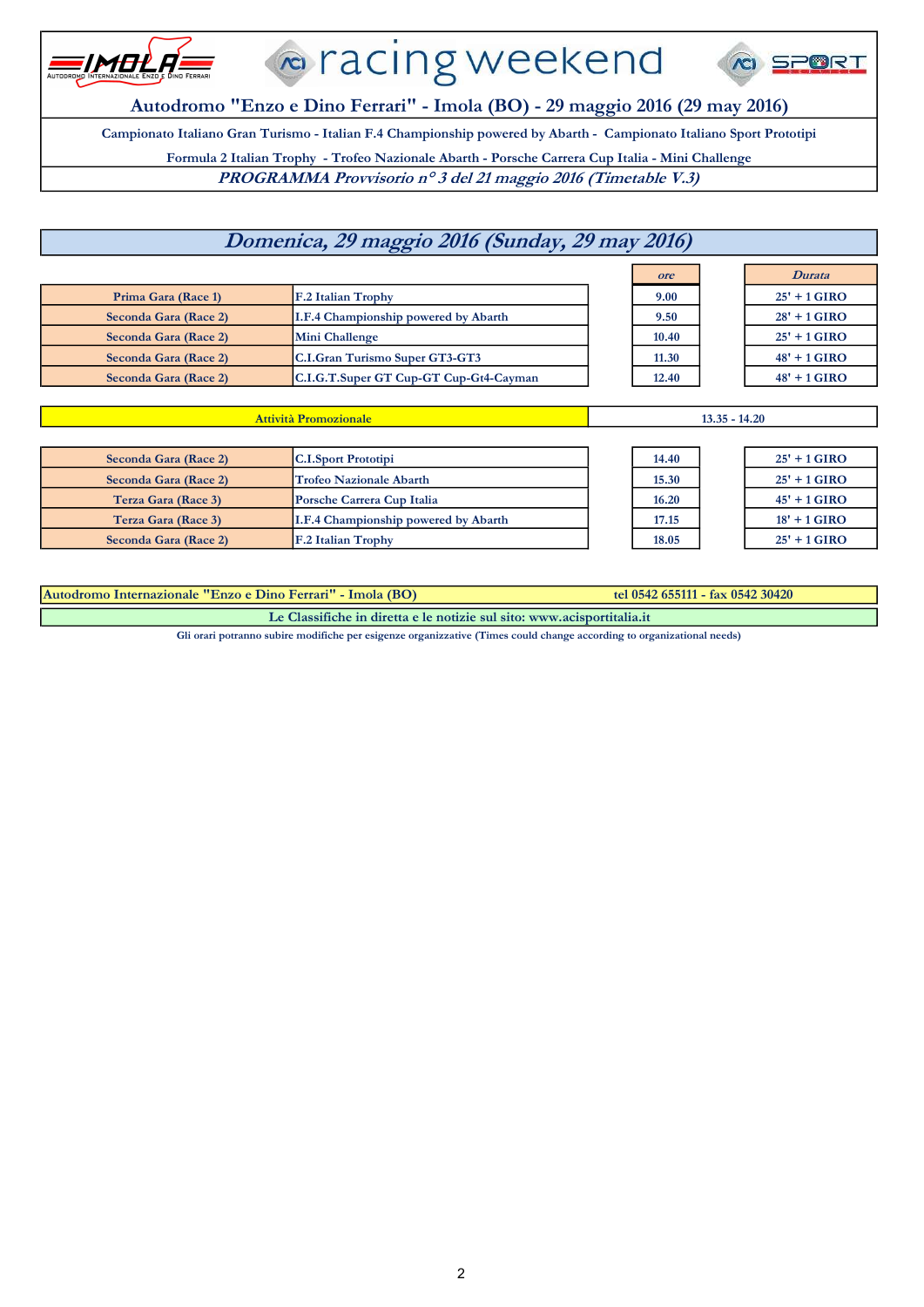# racing weekend

**Autodromo "Enzo e Dino Ferrari" - Imola (BO) - 29 maggio 2016 (29 may 2016)**

**Campionato Italiano Gran Turismo - Italian F.4 Championship powered by Abarth - Campionato Italiano Sport Prototipi**

**Formula 2 Italian Trophy - Trofeo Nazionale Abarth - Porsche Carrera Cup Italia - Mini Challenge**

***PROGRAMMA Provvisorio n° 3 del 21 maggio 2016 (Timetable V.3)***

## *Domenica, 29 maggio 2016 (Sunday, 29 may 2016)*

| | | *ore* | *Durata* |
|---|---|---|---|
| Prima Gara (Race 1) | F.2 Italian Trophy | 9.00 | 25' + 1 GIRO |
| Seconda Gara (Race 2) | I.F.4 Championship powered by Abarth | 9.50 | 28' + 1 GIRO |
| Seconda Gara (Race 2) | Mini Challenge | 10.40 | 25' + 1 GIRO |
| Seconda Gara (Race 2) | C.I.Gran Turismo Super GT3-GT3 | 11.30 | 48' + 1 GIRO |
| Seconda Gara (Race 2) | C.I.G.T.Super GT Cup-GT Cup-Gt4-Cayman | 12.40 | 48' + 1 GIRO |
| Attività Promozionale | | 13.35 - 14.20 | |
| Seconda Gara (Race 2) | C.I.Sport Prototipi | 14.40 | 25' + 1 GIRO |
| Seconda Gara (Race 2) | Trofeo Nazionale Abarth | 15.30 | 25' + 1 GIRO |
| Terza Gara (Race 3) | Porsche Carrera Cup Italia | 16.20 | 45' + 1 GIRO |
| Terza Gara (Race 3) | I.F.4 Championship powered by Abarth | 17.15 | 18' + 1 GIRO |
| Seconda Gara (Race 2) | F.2 Italian Trophy | 18.05 | 25' + 1 GIRO |

**Autodromo Internazionale "Enzo e Dino Ferrari" - Imola (BO)** **tel 0542 655111 - fax 0542 30420**

**Le Classifiche in diretta e le notizie sul sito: www.acisportitalia.it**

**Gli orari potranno subire modifiche per esigenze organizzative (Times could change according to organizational needs)**